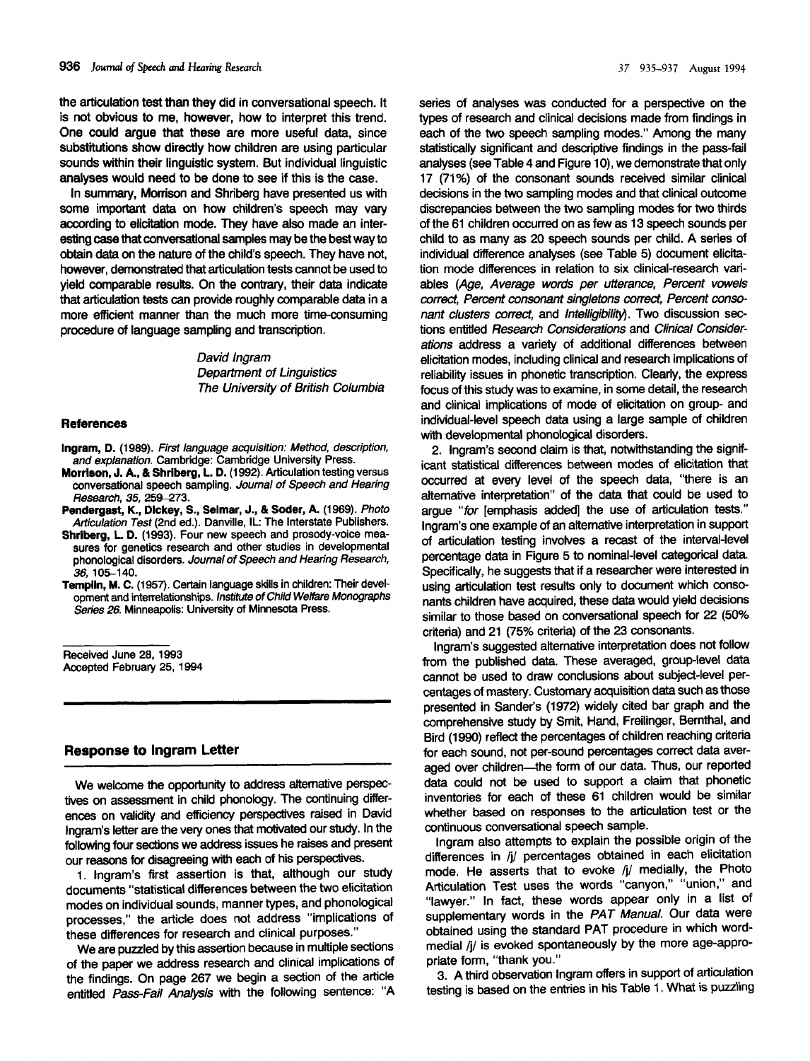the articulation test than they did in conversational speech. It is not obvious to me, however, how to interpret this trend. One could argue that these are more useful data, since substitutions show directly how children are using particular sounds within their linguistic system. But individual linguistic analyses would need to be done to see if this is the case.

In summary, Morrison and Shriberg have presented us with some important data on how children's speech may vary according to elicitation mode. They have also made an interesting case that conversational samples may be the best way to obtain data on the nature of the child's speech. They have not, however, demonstrated that articulation tests cannot be used to yield comparable results. On the contrary, their data indicate that articulation tests can provide roughly comparable data in a more efficient manner than the much more time-consuming procedure of language sampling and transcription.

*David Ingram*
*Department of Linguistics*
*The University of British Columbia*

#### References

**Ingram, D.** (1989). *First language acquisition: Method, description, and explanation.* Cambridge: Cambridge University Press.

**Morrison, J. A., & Shriberg, L. D.** (1992). Articulation testing versus conversational speech sampling. *Journal of Speech and Hearing Research, 35,* 259–273.

**Pendergast, K., Dickey, S., Selmar, J., & Soder, A.** (1969). *Photo Articulation Test* (2nd ed.). Danville, IL: The Interstate Publishers.

**Shriberg, L. D.** (1993). Four new speech and prosody-voice measures for genetics research and other studies in developmental phonological disorders. *Journal of Speech and Hearing Research, 36,* 105–140.

**Templin, M. C.** (1957). Certain language skills in children: Their development and interrelationships. *Institute of Child Welfare Monographs Series 26.* Minneapolis: University of Minnesota Press.

Received June 28, 1993
Accepted February 25, 1994

## Response to Ingram Letter

We welcome the opportunity to address alternative perspectives on assessment in child phonology. The continuing differences on validity and efficiency perspectives raised in David Ingram's letter are the very ones that motivated our study. In the following four sections we address issues he raises and present our reasons for disagreeing with each of his perspectives.

1. Ingram's first assertion is that, although our study documents "statistical differences between the two elicitation modes on individual sounds, manner types, and phonological processes," the article does not address "implications of these differences for research and clinical purposes."

We are puzzled by this assertion because in multiple sections of the paper we address research and clinical implications of the findings. On page 267 we begin a section of the article entitled *Pass-Fail Analysis* with the following sentence: "A series of analyses was conducted for a perspective on the types of research and clinical decisions made from findings in each of the two speech sampling modes." Among the many statistically significant and descriptive findings in the pass-fail analyses (see Table 4 and Figure 10), we demonstrate that only 17 (71%) of the consonant sounds received similar clinical decisions in the two sampling modes and that clinical outcome discrepancies between the two sampling modes for two thirds of the 61 children occurred on as few as 13 speech sounds per child to as many as 20 speech sounds per child. A series of individual difference analyses (see Table 5) document elicitation mode differences in relation to six clinical-research variables (*Age, Average words per utterance, Percent vowels correct, Percent consonant singletons correct, Percent consonant clusters correct,* and *Intelligibility*). Two discussion sections entitled *Research Considerations* and *Clinical Considerations* address a variety of additional differences between elicitation modes, including clinical and research implications of reliability issues in phonetic transcription. Clearly, the express focus of this study was to examine, in some detail, the research and clinical implications of mode of elicitation on group- and individual-level speech data using a large sample of children with developmental phonological disorders.

2. Ingram's second claim is that, notwithstanding the significant statistical differences between modes of elicitation that occurred at every level of the speech data, "there is an alternative interpretation" of the data that could be used to argue "*for* [emphasis added] the use of articulation tests." Ingram's one example of an alternative interpretation in support of articulation testing involves a recast of the interval-level percentage data in Figure 5 to nominal-level categorical data. Specifically, he suggests that if a researcher were interested in using articulation test results only to document which consonants children have acquired, these data would yield decisions similar to those based on conversational speech for 22 (50% criteria) and 21 (75% criteria) of the 23 consonants.

Ingram's suggested alternative interpretation does not follow from the published data. These averaged, group-level data cannot be used to draw conclusions about subject-level percentages of mastery. Customary acquisition data such as those presented in Sander's (1972) widely cited bar graph and the comprehensive study by Smit, Hand, Freilinger, Bernthal, and Bird (1990) reflect the percentages of children reaching criteria for each sound, not per-sound percentages correct data averaged over children—the form of our data. Thus, our reported data could not be used to support a claim that phonetic inventories for each of these 61 children would be similar whether based on responses to the articulation test or the continuous conversational speech sample.

Ingram also attempts to explain the possible origin of the differences in /j/ percentages obtained in each elicitation mode. He asserts that to evoke /j/ medially, the Photo Articulation Test uses the words "canyon," "union," and "lawyer." In fact, these words appear only in a list of supplementary words in the *PAT Manual.* Our data were obtained using the standard PAT procedure in which word-medial /j/ is evoked spontaneously by the more age-appropriate form, "thank you."

3. A third observation Ingram offers in support of articulation testing is based on the entries in his Table 1. What is puzzling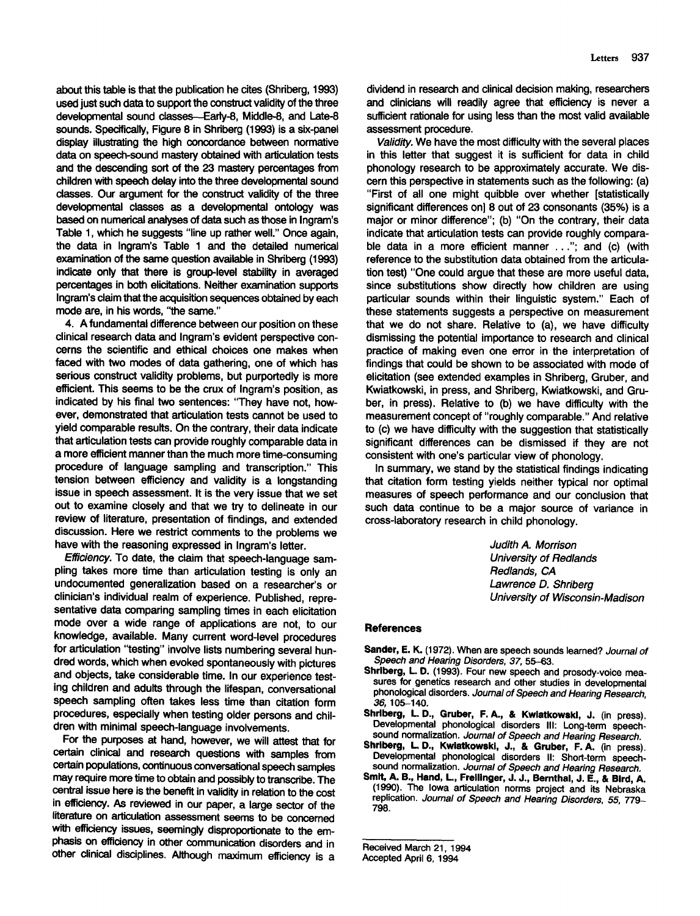about this table is that the publication he cites (Shriberg, 1993) used just such data to support the construct validity of the three developmental sound classes—Early-8, Middle-8, and Late-8 sounds. Specifically, Figure 8 in Shriberg (1993) is a six-panel display illustrating the high concordance between normative data on speech-sound mastery obtained with articulation tests and the descending sort of the 23 mastery percentages from children with speech delay into the three developmental sound classes. Our argument for the construct validity of the three developmental classes as a developmental ontology was based on numerical analyses of data such as those in Ingram's Table 1, which he suggests "line up rather well." Once again, the data in Ingram's Table 1 and the detailed numerical examination of the same question available in Shriberg (1993) indicate only that there is group-level stability in averaged percentages in both elicitations. Neither examination supports Ingram's claim that the acquisition sequences obtained by each mode are, in his words, "the same."

4. A fundamental difference between our position on these clinical research data and Ingram's evident perspective concerns the scientific and ethical choices one makes when faced with two modes of data gathering, one of which has serious construct validity problems, but purportedly is more efficient. This seems to be the crux of Ingram's position, as indicated by his final two sentences: "They have not, however, demonstrated that articulation tests cannot be used to yield comparable results. On the contrary, their data indicate that articulation tests can provide roughly comparable data in a more efficient manner than the much more time-consuming procedure of language sampling and transcription." This tension between efficiency and validity is a longstanding issue in speech assessment. It is the very issue that we set out to examine closely and that we try to delineate in our review of literature, presentation of findings, and extended discussion. Here we restrict comments to the problems we have with the reasoning expressed in Ingram's letter.

*Efficiency.* To date, the claim that speech-language sampling takes more time than articulation testing is only an undocumented generalization based on a researcher's or clinician's individual realm of experience. Published, representative data comparing sampling times in each elicitation mode over a wide range of applications are not, to our knowledge, available. Many current word-level procedures for articulation "testing" involve lists numbering several hundred words, which when evoked spontaneously with pictures and objects, take considerable time. In our experience testing children and adults through the lifespan, conversational speech sampling often takes less time than citation form procedures, especially when testing older persons and children with minimal speech-language involvements.

For the purposes at hand, however, we will attest that for certain clinical and research questions with samples from certain populations, continuous conversational speech samples may require more time to obtain and possibly to transcribe. The central issue here is the benefit in validity in relation to the cost in efficiency. As reviewed in our paper, a large sector of the literature on articulation assessment seems to be concerned with efficiency issues, seemingly disproportionate to the emphasis on efficiency in other communication disorders and in other clinical disciplines. Although maximum efficiency is a dividend in research and clinical decision making, researchers and clinicians will readily agree that efficiency is never a sufficient rationale for using less than the most valid available assessment procedure.

*Validity.* We have the most difficulty with the several places in this letter that suggest it is sufficient for data in child phonology research to be approximately accurate. We discern this perspective in statements such as the following: (a) "First of all one might quibble over whether [statistically significant differences on] 8 out of 23 consonants (35%) is a major or minor difference"; (b) "On the contrary, their data indicate that articulation tests can provide roughly comparable data in a more efficient manner . . ."; and (c) (with reference to the substitution data obtained from the articulation test) "One could argue that these are more useful data, since substitutions show directly how children are using particular sounds within their linguistic system." Each of these statements suggests a perspective on measurement that we do not share. Relative to (a), we have difficulty dismissing the potential importance to research and clinical practice of making even one error in the interpretation of findings that could be shown to be associated with mode of elicitation (see extended examples in Shriberg, Gruber, and Kwiatkowski, in press, and Shriberg, Kwiatkowski, and Gruber, in press). Relative to (b) we have difficulty with the measurement concept of "roughly comparable." And relative to (c) we have difficulty with the suggestion that statistically significant differences can be dismissed if they are not consistent with one's particular view of phonology.

In summary, we stand by the statistical findings indicating that citation form testing yields neither typical nor optimal measures of speech performance and our conclusion that such data continue to be a major source of variance in cross-laboratory research in child phonology.

*Judith A. Morrison*
*University of Redlands*
*Redlands, CA*
*Lawrence D. Shriberg*
*University of Wisconsin-Madison*

## References

**Sander, E. K.** (1972). When are speech sounds learned? *Journal of Speech and Hearing Disorders, 37,* 55–63.

**Shriberg, L. D.** (1993). Four new speech and prosody-voice measures for genetics research and other studies in developmental phonological disorders. *Journal of Speech and Hearing Research, 36,* 105–140.

**Shriberg, L. D., Gruber, F. A., & Kwiatkowski, J.** (in press). Developmental phonological disorders III: Long-term speech-sound normalization. *Journal of Speech and Hearing Research.*

**Shriberg, L. D., Kwiatkowski, J., & Gruber, F. A.** (in press). Developmental phonological disorders II: Short-term speech-sound normalization. *Journal of Speech and Hearing Research.*

**Smit, A. B., Hand, L., Freilinger, J. J., Bernthal, J. E., & Bird, A.** (1990). The Iowa articulation norms project and its Nebraska replication. *Journal of Speech and Hearing Disorders, 55,* 779–798.

Received March 21, 1994
Accepted April 6, 1994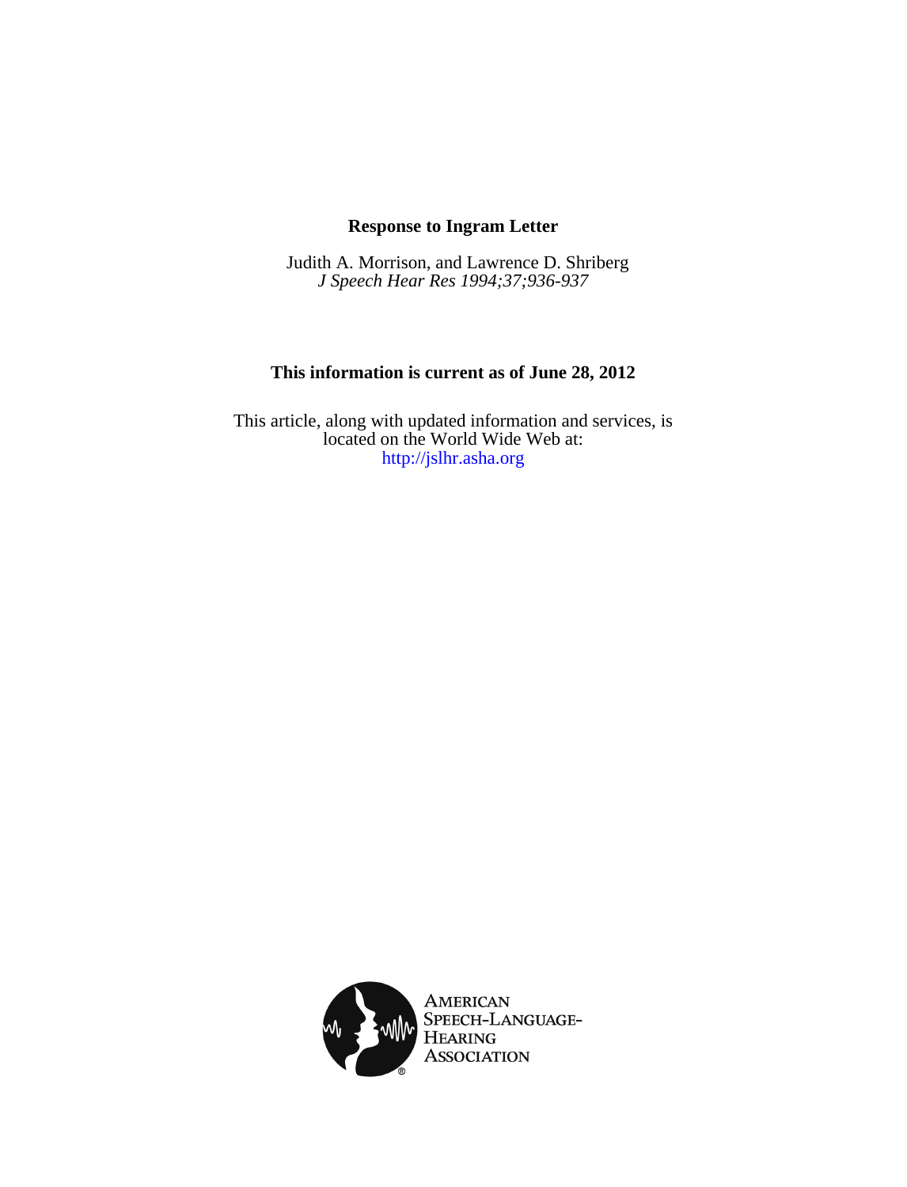**Response to Ingram Letter**

Judith A. Morrison, and Lawrence D. Shriberg
*J Speech Hear Res 1994;37;936-937*

**This information is current as of June 28, 2012**

This article, along with updated information and services, is located on the World Wide Web at:
http://jslhr.asha.org

AMERICAN SPEECH-LANGUAGE-HEARING ASSOCIATION